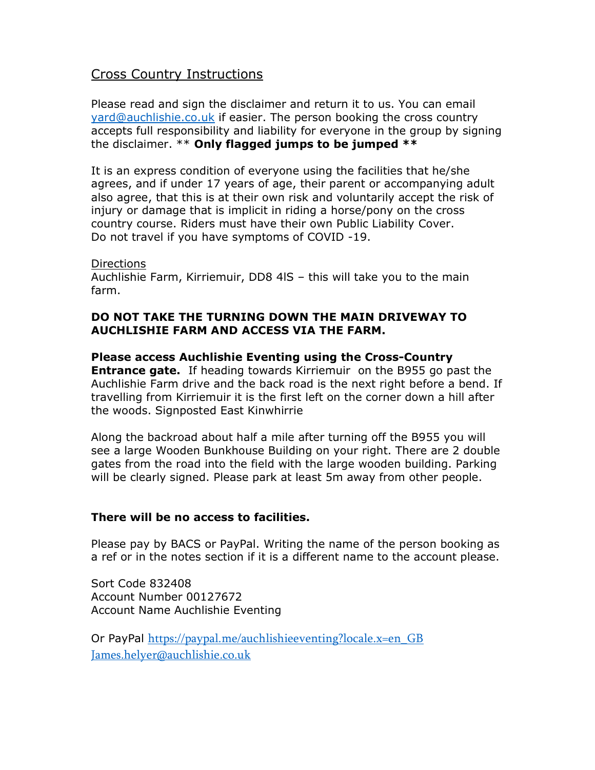Cross Country Instructions

Please read and sign the disclaimer and return it to us. You can email yard@auchlishie.co.uk if easier. The person booking the cross country accepts full responsibility and liability for everyone in the group by signing the disclaimer. ** **Only flagged jumps to be jumped** **

It is an express condition of everyone using the facilities that he/she agrees, and if under 17 years of age, their parent or accompanying adult also agree, that this is at their own risk and voluntarily accept the risk of injury or damage that is implicit in riding a horse/pony on the cross country course. Riders must have their own Public Liability Cover.
Do not travel if you have symptoms of COVID -19.

Directions
Auchlishie Farm, Kirriemuir, DD8 4lS – this will take you to the main farm.

**DO NOT TAKE THE TURNING DOWN THE MAIN DRIVEWAY TO AUCHLISHIE FARM AND ACCESS VIA THE FARM.**

**Please access Auchlishie Eventing using the Cross-Country Entrance gate.** If heading towards Kirriemuir on the B955 go past the Auchlishie Farm drive and the back road is the next right before a bend. If travelling from Kirriemuir it is the first left on the corner down a hill after the woods. Signposted East Kinwhirrie

Along the backroad about half a mile after turning off the B955 you will see a large Wooden Bunkhouse Building on your right. There are 2 double gates from the road into the field with the large wooden building. Parking will be clearly signed. Please park at least 5m away from other people.

**There will be no access to facilities.**

Please pay by BACS or PayPal. Writing the name of the person booking as a ref or in the notes section if it is a different name to the account please.

Sort Code 832408
Account Number 00127672
Account Name Auchlishie Eventing

Or PayPal https://paypal.me/auchlishieeventing?locale.x=en_GB
James.helyer@auchlishie.co.uk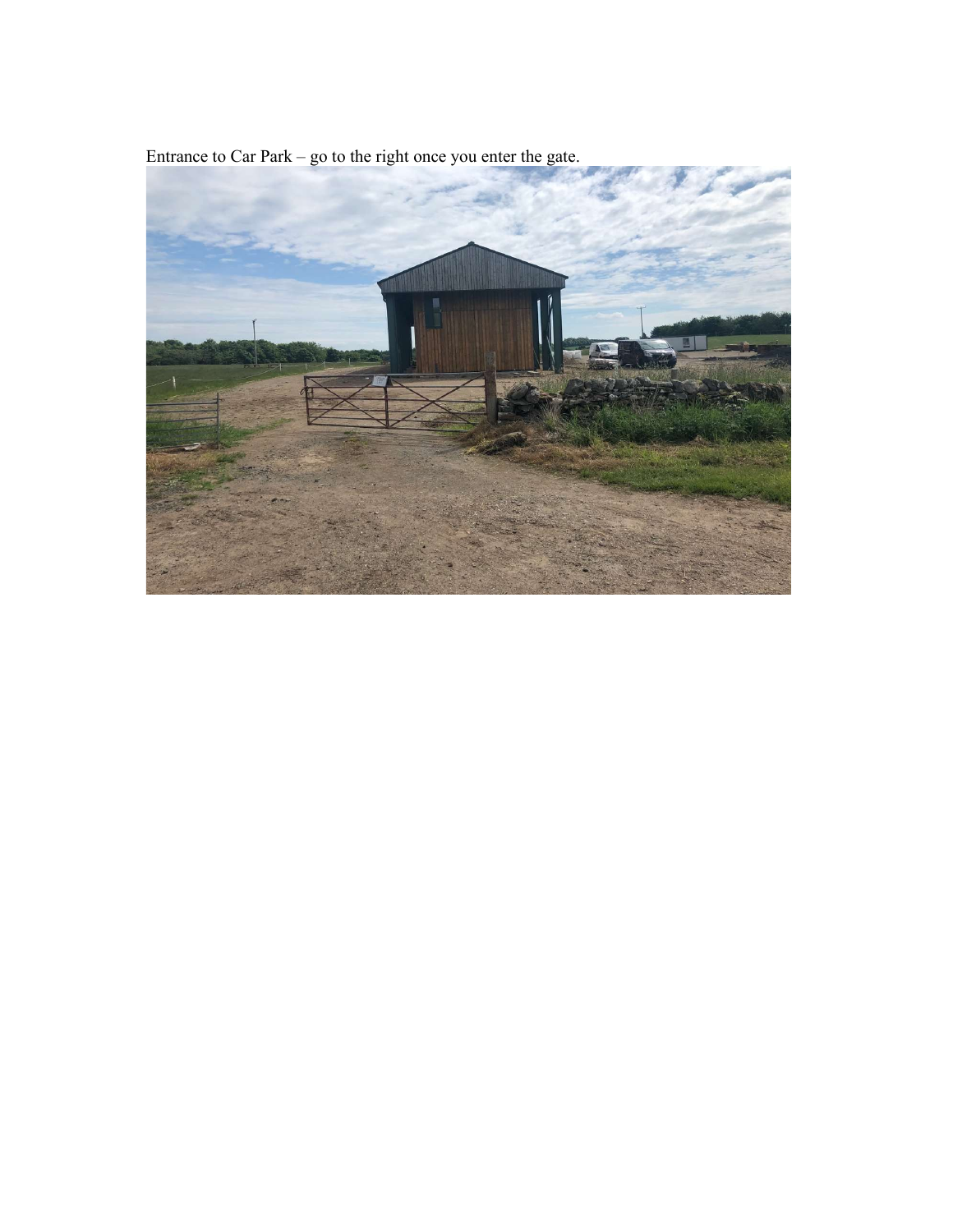Entrance to Car Park – go to the right once you enter the gate.